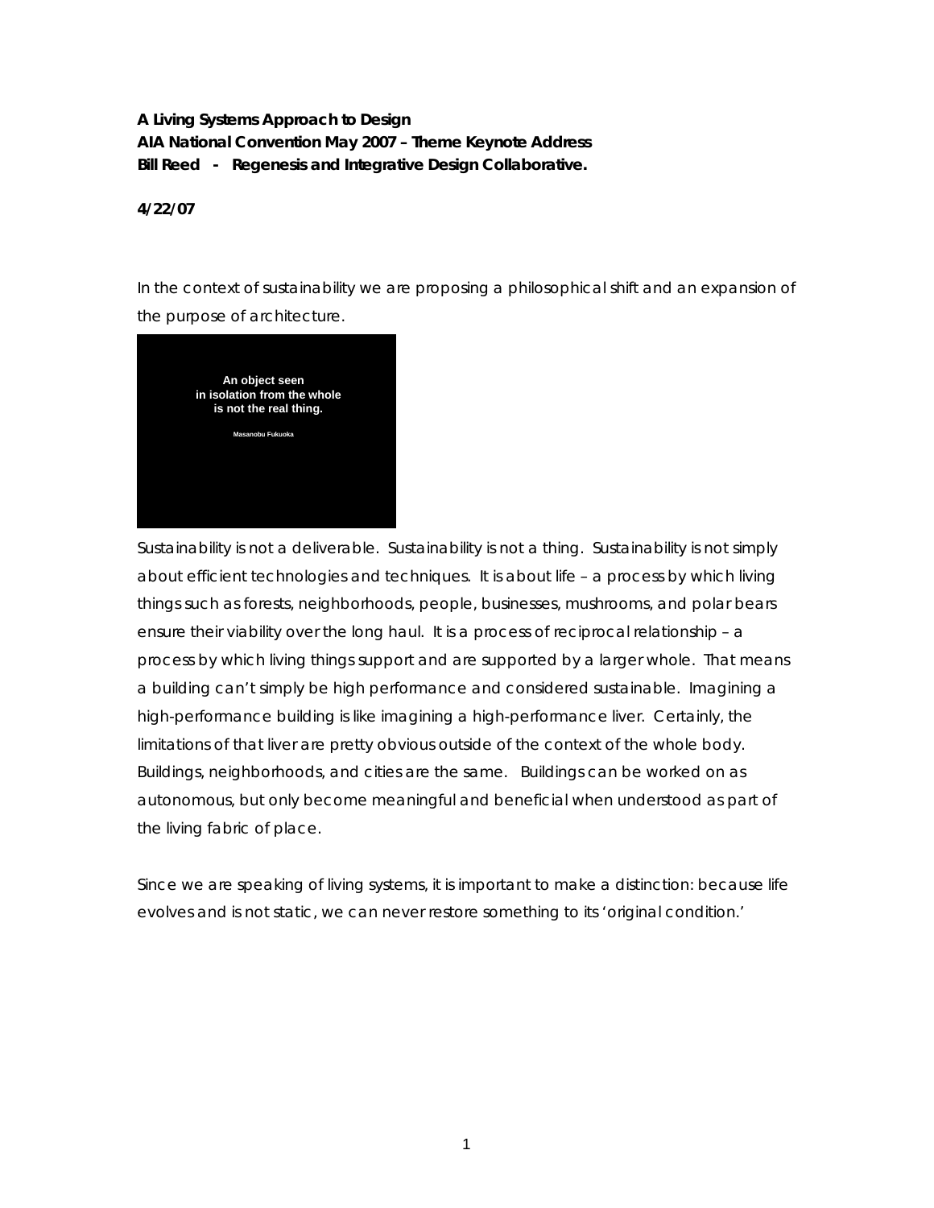**A Living Systems Approach to Design**
**AIA National Convention May 2007 – Theme Keynote Address**
**Bill Reed - Regenesis and Integrative Design Collaborative.**

**4/22/07**

In the context of sustainability we are proposing a philosophical shift and an expansion of the purpose of architecture.

**An object seen in isolation from the whole is not the real thing.**

Masanobu Fukuoka

Sustainability is not a deliverable. Sustainability is not a thing. Sustainability is not simply about efficient technologies and techniques. It is about life – a process by which living things such as forests, neighborhoods, people, businesses, mushrooms, and polar bears ensure their viability over the long haul. It is a process of reciprocal relationship – a process by which living things support and are supported by a larger whole. That means a building can't simply be high performance and considered sustainable. Imagining a high-performance building is like imagining a high-performance liver. Certainly, the limitations of that liver are pretty obvious outside of the context of the whole body. Buildings, neighborhoods, and cities are the same. Buildings can be worked on as autonomous, but only become meaningful and beneficial when understood as part of the living fabric of place.

Since we are speaking of living systems, it is important to make a distinction: because life evolves and is not static, we can never restore something to its 'original condition.'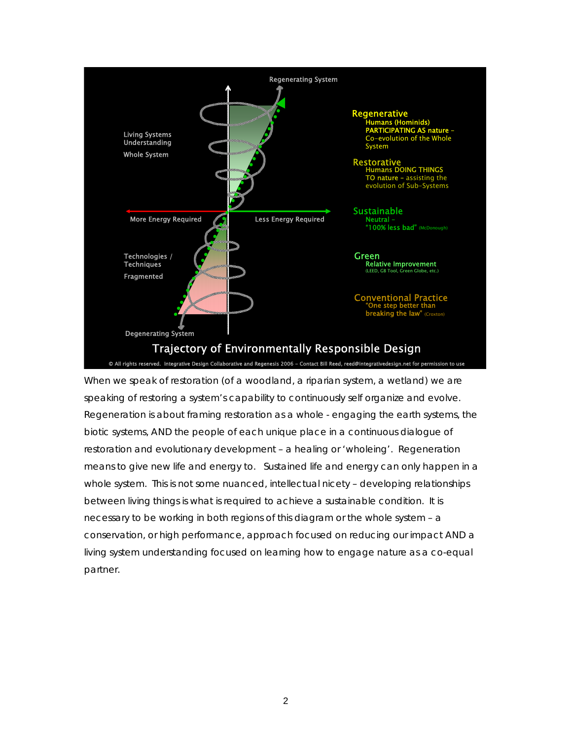Regenerating System

Living Systems Understanding

Whole System

More Energy Required

Less Energy Required

Technologies / Techniques

Fragmented

Degenerating System

**Regenerative**
Humans (Hominids) PARTICIPATING AS nature – Co-evolution of the Whole System

**Restorative**
Humans DOING THINGS TO nature – assisting the evolution of Sub-Systems

**Sustainable**
Neutral – "100% less bad" (McDonough)

**Green**
Relative Improvement (LEED, GB Tool, Green Globe, etc.)

**Conventional Practice**
"One step better than breaking the law" (Croxton)

**Trajectory of Environmentally Responsible Design**

© All rights reserved. Integrative Design Collaborative and Regenesis 2006 – Contact Bill Reed, reed@integrativedesign.net for permission to use

When we speak of restoration (of a woodland, a riparian system, a wetland) we are speaking of restoring a system's capability to continuously self organize and evolve. Regeneration is about framing restoration as a whole - engaging the earth systems, the biotic systems, AND the people of each unique place in a continuous dialogue of restoration and evolutionary development – a healing or 'wholeing'. Regeneration means to give new life and energy to. Sustained life and energy can only happen in a whole system. This is not some nuanced, intellectual nicety – developing relationships between living things is what is required to achieve a sustainable condition. It is necessary to be working in both regions of this diagram or the whole system – a conservation, or high performance, approach focused on reducing our impact AND a living system understanding focused on learning how to engage nature as a co-equal partner.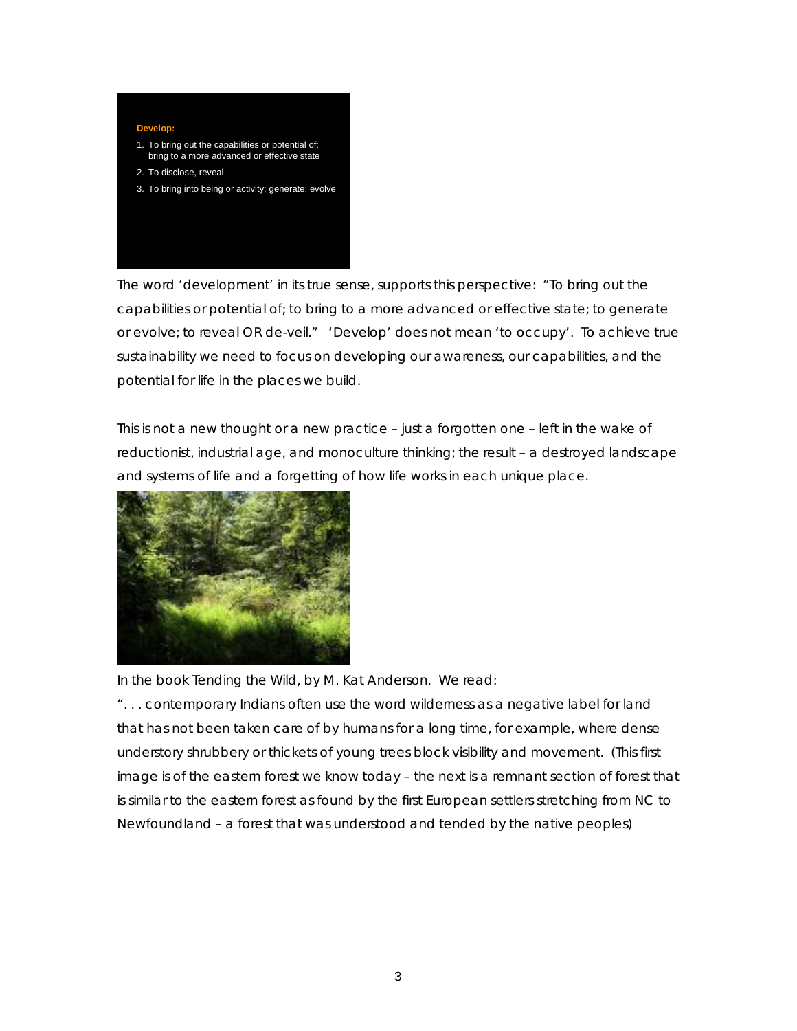**Develop:**

1. To bring out the capabilities or potential of; bring to a more advanced or effective state
2. To disclose, reveal
3. To bring into being or activity; generate; evolve

The word 'development' in its true sense, supports this perspective: "To bring out the capabilities or potential of; to bring to a more advanced or effective state; to generate or evolve; to reveal OR de-veil." 'Develop' does not mean 'to occupy'. To achieve true sustainability we need to focus on developing our awareness, our capabilities, and the potential for life in the places we build.

This is not a new thought or a new practice – just a forgotten one – left in the wake of reductionist, industrial age, and monoculture thinking; the result – a destroyed landscape and systems of life and a forgetting of how life works in each unique place.

In the book Tending the Wild, by M. Kat Anderson. We read:

". . . contemporary Indians often use the word wilderness as a negative label for land that has not been taken care of by humans for a long time, for example, where dense understory shrubbery or thickets of young trees block visibility and movement. (This first image is of the eastern forest we know today – the next is a remnant section of forest that is similar to the eastern forest as found by the first European settlers stretching from NC to Newfoundland – a forest that was understood and tended by the native peoples)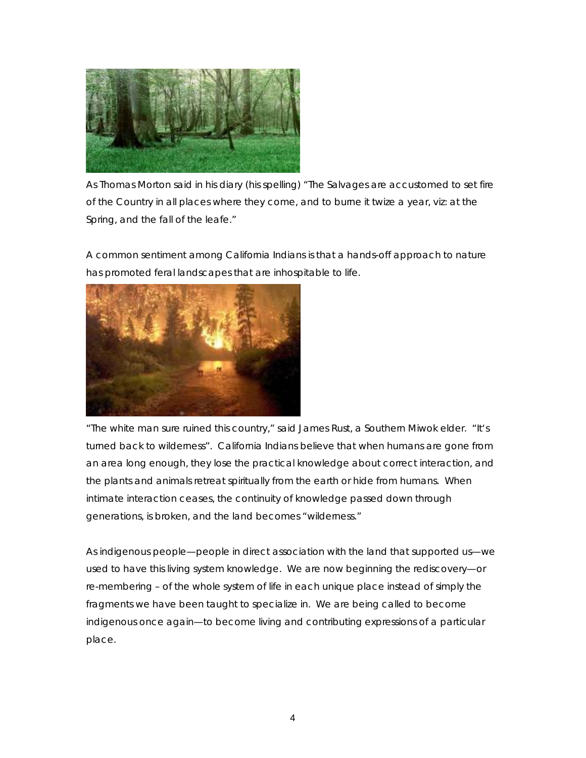As Thomas Morton said in his diary (his spelling) "The Salvages are accustomed to set fire of the Country in all places where they come, and to burne it twize a year, viz: at the Spring, and the fall of the leafe."

A common sentiment among California Indians is that a hands-off approach to nature has promoted feral landscapes that are inhospitable to life.

"The white man sure ruined this country," said James Rust, a Southern Miwok elder. "It's turned back to wilderness". California Indians believe that when humans are gone from an area long enough, they lose the practical knowledge about correct interaction, and the plants and animals retreat spiritually from the earth or hide from humans. When intimate interaction ceases, the continuity of knowledge passed down through generations, is broken, and the land becomes "wilderness."

As indigenous people—people in direct association with the land that supported us—we used to have this living system knowledge. We are now beginning the rediscovery—or re-membering – of the whole system of life in each unique place instead of simply the fragments we have been taught to specialize in. We are being called to become indigenous once again—to become living and contributing expressions of a particular place.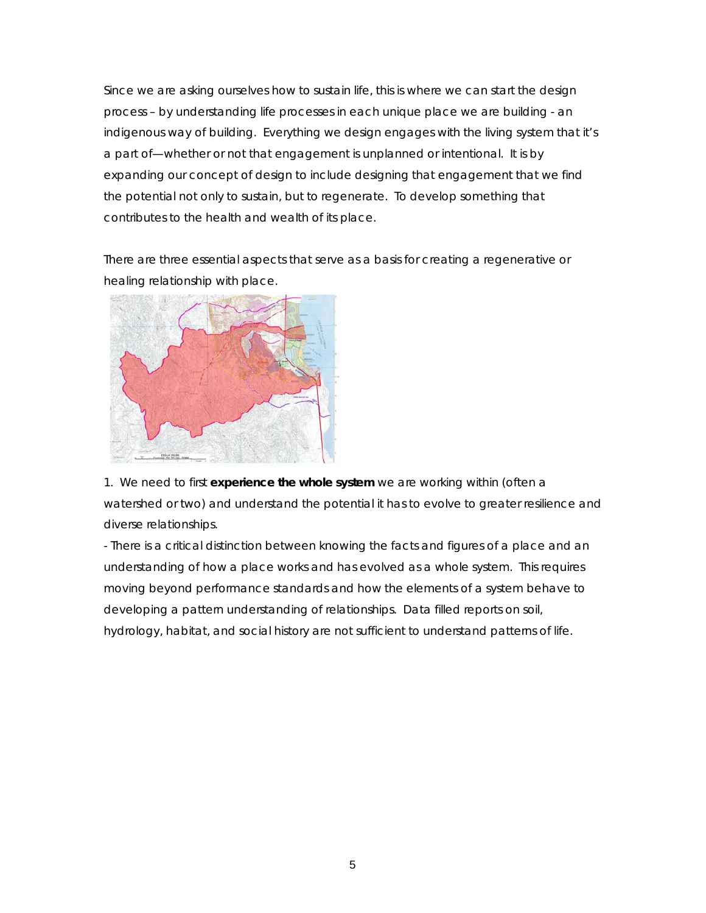Since we are asking ourselves how to sustain life, this is where we can start the design process – by understanding life processes in each unique place we are building - an indigenous way of building. Everything we design engages with the living system that it's a part of—whether or not that engagement is unplanned or intentional. It is by expanding our concept of design to include designing that engagement that we find the potential not only to sustain, but to regenerate. To develop something that contributes to the health and wealth of its place.

There are three essential aspects that serve as a basis for creating a regenerative or healing relationship with place.

1. We need to first **experience the whole system** we are working within (often a watershed or two) and understand the potential it has to evolve to greater resilience and diverse relationships.

- There is a critical distinction between knowing the facts and figures of a place and an understanding of how a place works and has evolved as a whole system. This requires moving beyond performance standards and how the elements of a system behave to developing a pattern understanding of relationships. Data filled reports on soil, hydrology, habitat, and social history are not sufficient to understand patterns of life.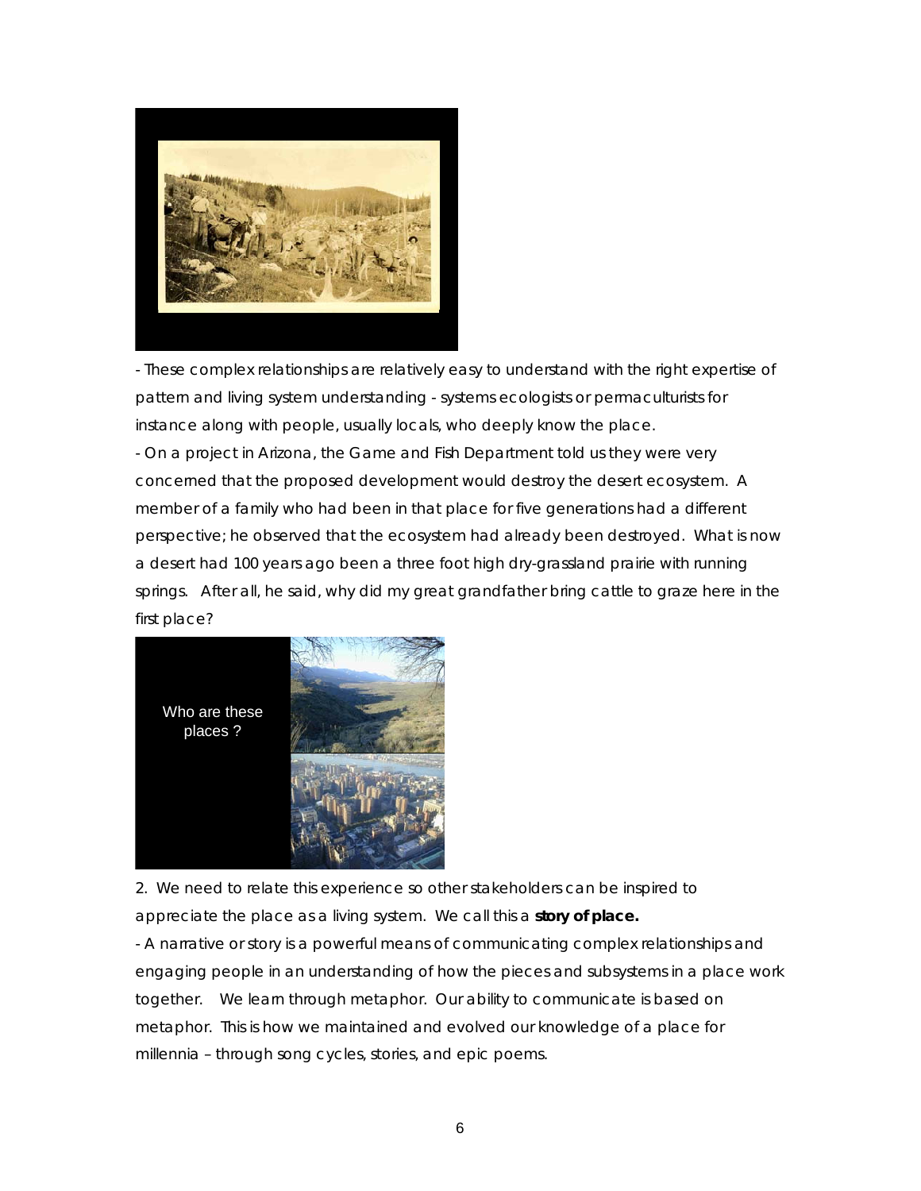- These complex relationships are relatively easy to understand with the right expertise of pattern and living system understanding - systems ecologists or permaculturists for instance along with people, usually locals, who deeply know the place.

- On a project in Arizona, the Game and Fish Department told us they were very concerned that the proposed development would destroy the desert ecosystem. A member of a family who had been in that place for five generations had a different perspective; he observed that the ecosystem had already been destroyed. What is now a desert had 100 years ago been a three foot high dry-grassland prairie with running springs. After all, he said, why did my great grandfather bring cattle to graze here in the first place?

2. We need to relate this experience so other stakeholders can be inspired to appreciate the place as a living system. We call this a **story of place.**

- A narrative or story is a powerful means of communicating complex relationships and engaging people in an understanding of how the pieces and subsystems in a place work together. We learn through metaphor. Our ability to communicate is based on metaphor. This is how we maintained and evolved our knowledge of a place for millennia – through song cycles, stories, and epic poems.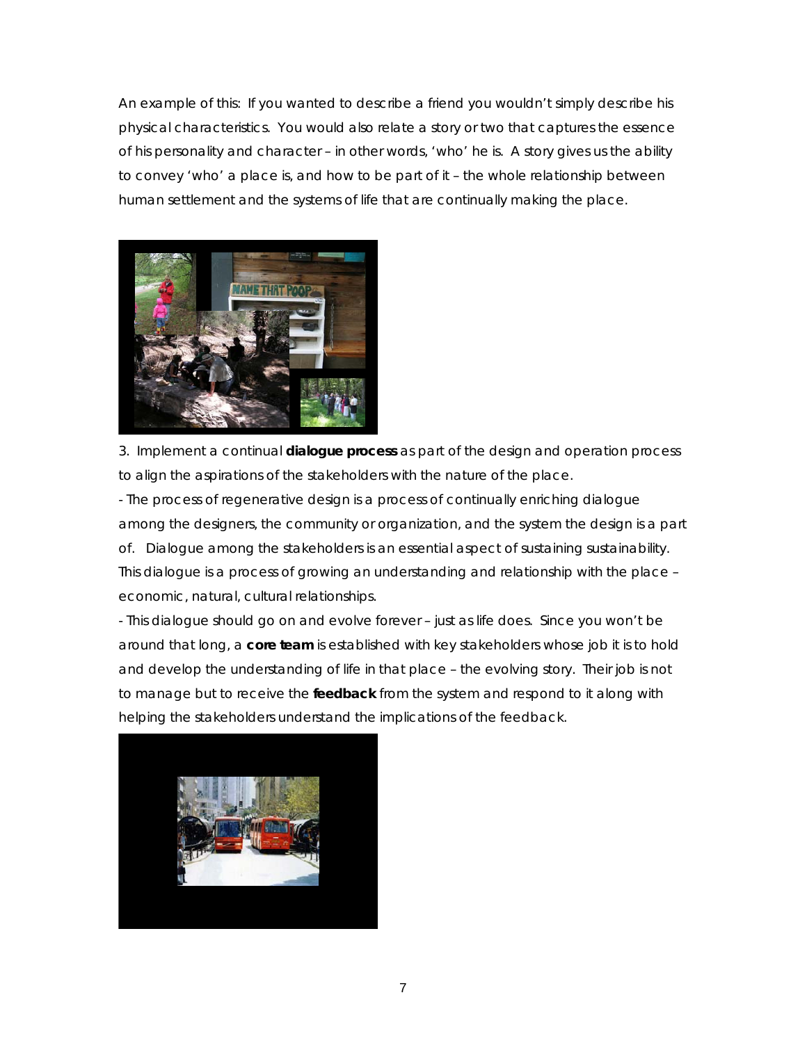An example of this: If you wanted to describe a friend you wouldn't simply describe his physical characteristics. You would also relate a story or two that captures the essence of his personality and character – in other words, 'who' he is. A story gives us the ability to convey 'who' a place is, and how to be part of it – the whole relationship between human settlement and the systems of life that are continually making the place.

3. Implement a continual **dialogue process** as part of the design and operation process to align the aspirations of the stakeholders with the nature of the place.

- The process of regenerative design is a process of continually enriching dialogue among the designers, the community or organization, and the system the design is a part of. Dialogue among the stakeholders is an essential aspect of sustaining sustainability. This dialogue is a process of growing an understanding and relationship with the place – economic, natural, cultural relationships.

- This dialogue should go on and evolve forever – just as life does. Since you won't be around that long, a **core team** is established with key stakeholders whose job it is to hold and develop the understanding of life in that place – the evolving story. Their job is not to manage but to receive the **feedback** from the system and respond to it along with helping the stakeholders understand the implications of the feedback.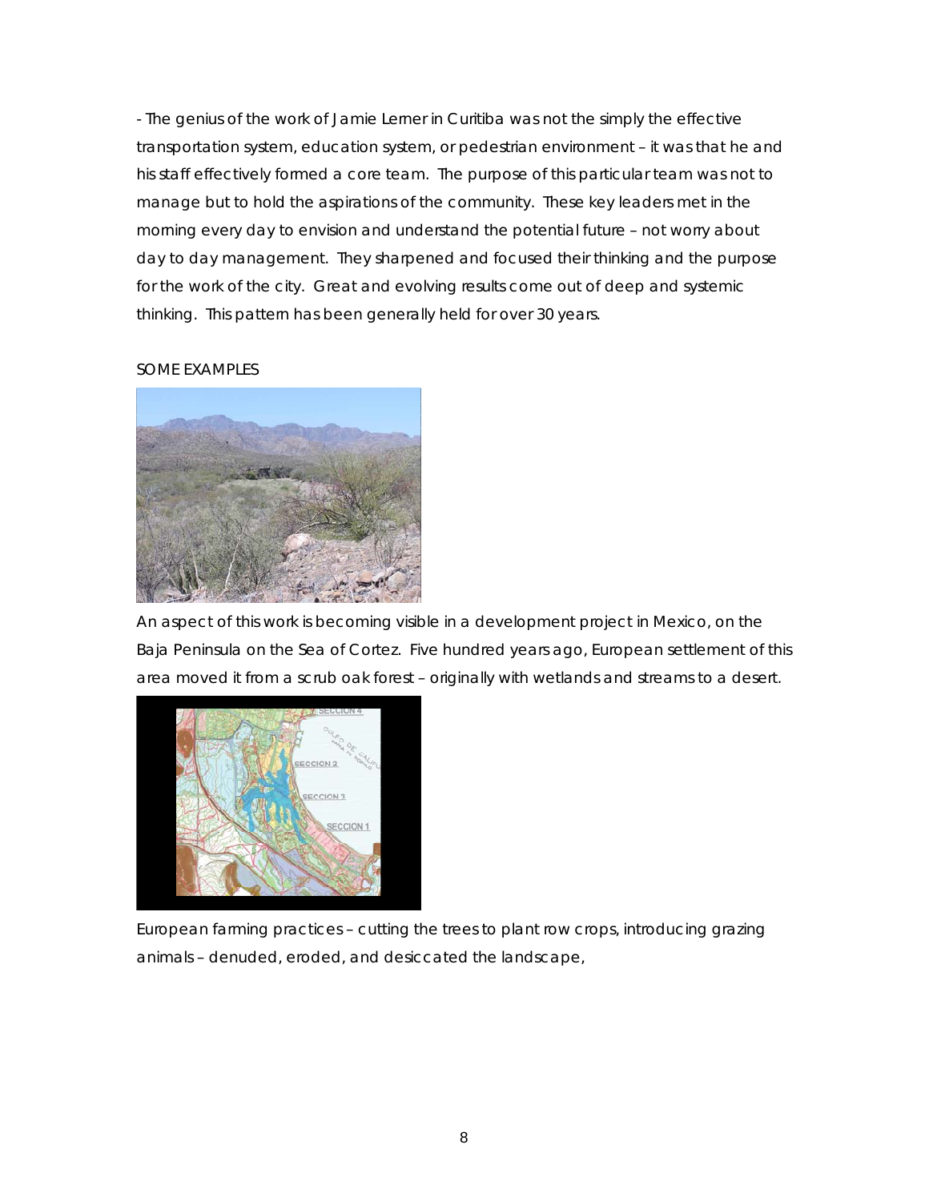- The genius of the work of Jamie Lerner in Curitiba was not the simply the effective transportation system, education system, or pedestrian environment – it was that he and his staff effectively formed a core team. The purpose of this particular team was not to manage but to hold the aspirations of the community. These key leaders met in the morning every day to envision and understand the potential future – not worry about day to day management. They sharpened and focused their thinking and the purpose for the work of the city. Great and evolving results come out of deep and systemic thinking. This pattern has been generally held for over 30 years.

SOME EXAMPLES

An aspect of this work is becoming visible in a development project in Mexico, on the Baja Peninsula on the Sea of Cortez. Five hundred years ago, European settlement of this area moved it from a scrub oak forest – originally with wetlands and streams to a desert.

European farming practices – cutting the trees to plant row crops, introducing grazing animals – denuded, eroded, and desiccated the landscape,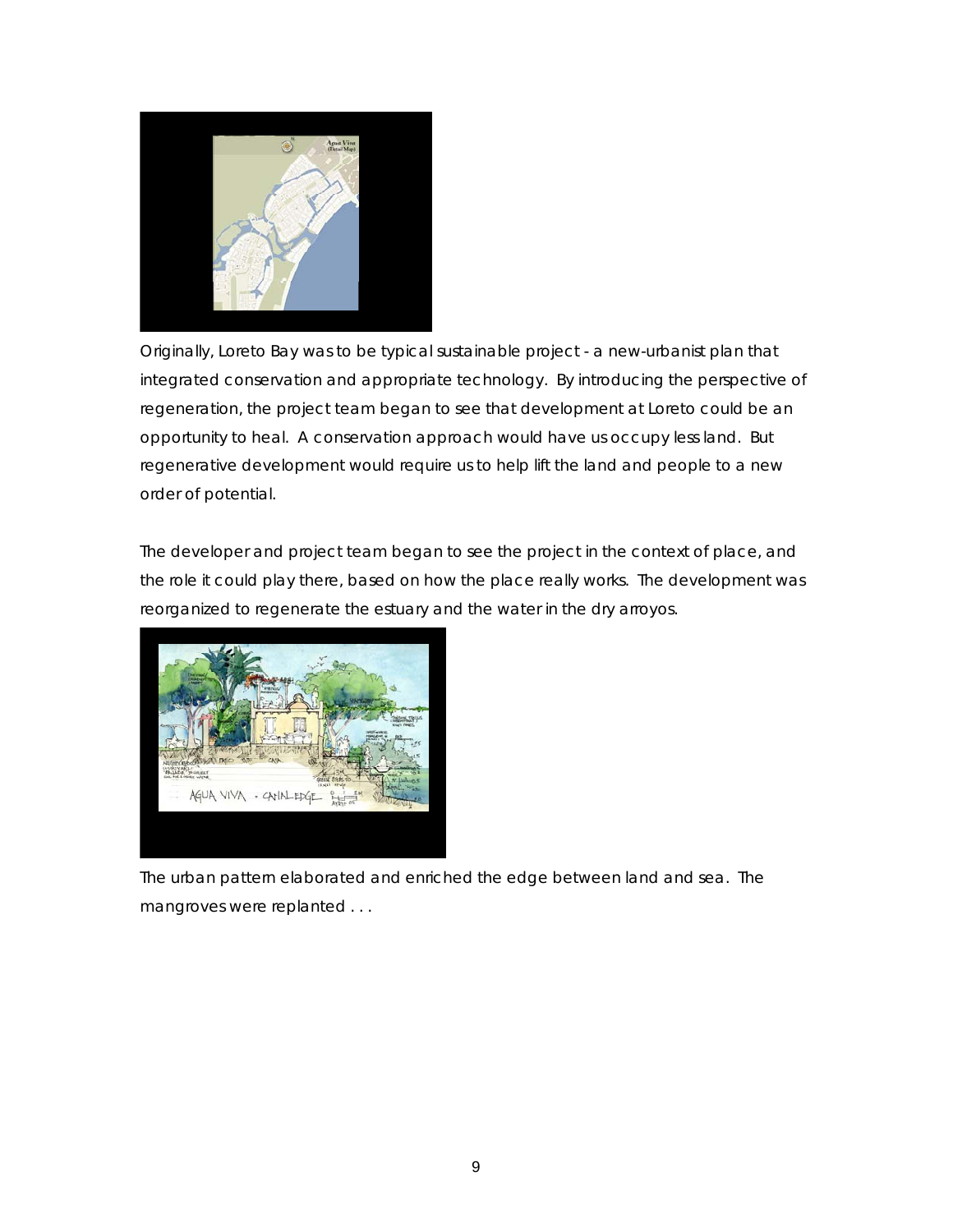Originally, Loreto Bay was to be typical sustainable project - a new-urbanist plan that integrated conservation and appropriate technology. By introducing the perspective of regeneration, the project team began to see that development at Loreto could be an opportunity to heal. A conservation approach would have us occupy less land. But regenerative development would require us to help lift the land and people to a new order of potential.

The developer and project team began to see the project in the context of place, and the role it could play there, based on how the place really works. The development was reorganized to regenerate the estuary and the water in the dry arroyos.

The urban pattern elaborated and enriched the edge between land and sea. The mangroves were replanted . . .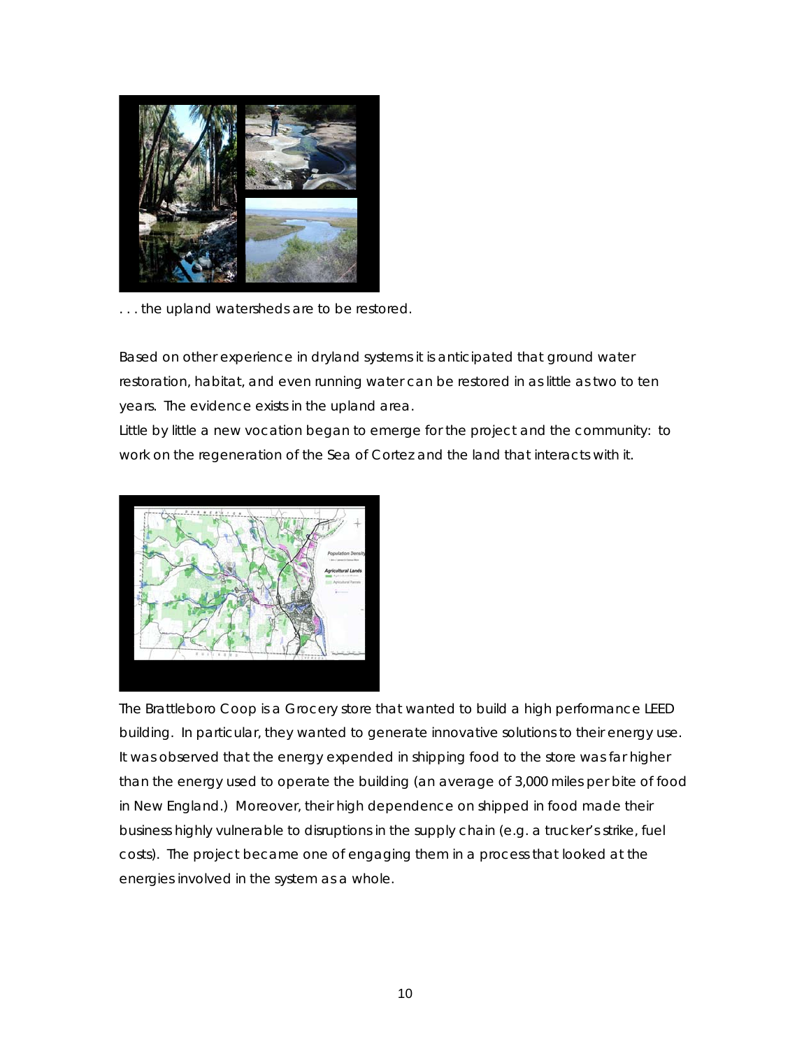. . . the upland watersheds are to be restored.

Based on other experience in dryland systems it is anticipated that ground water restoration, habitat, and even running water can be restored in as little as two to ten years. The evidence exists in the upland area.

Little by little a new vocation began to emerge for the project and the community: to work on the regeneration of the Sea of Cortez and the land that interacts with it.

The Brattleboro Coop is a Grocery store that wanted to build a high performance LEED building. In particular, they wanted to generate innovative solutions to their energy use. It was observed that the energy expended in shipping food to the store was far higher than the energy used to operate the building (an average of 3,000 miles per bite of food in New England.) Moreover, their high dependence on shipped in food made their business highly vulnerable to disruptions in the supply chain (e.g. a trucker's strike, fuel costs). The project became one of engaging them in a process that looked at the energies involved in the system as a whole.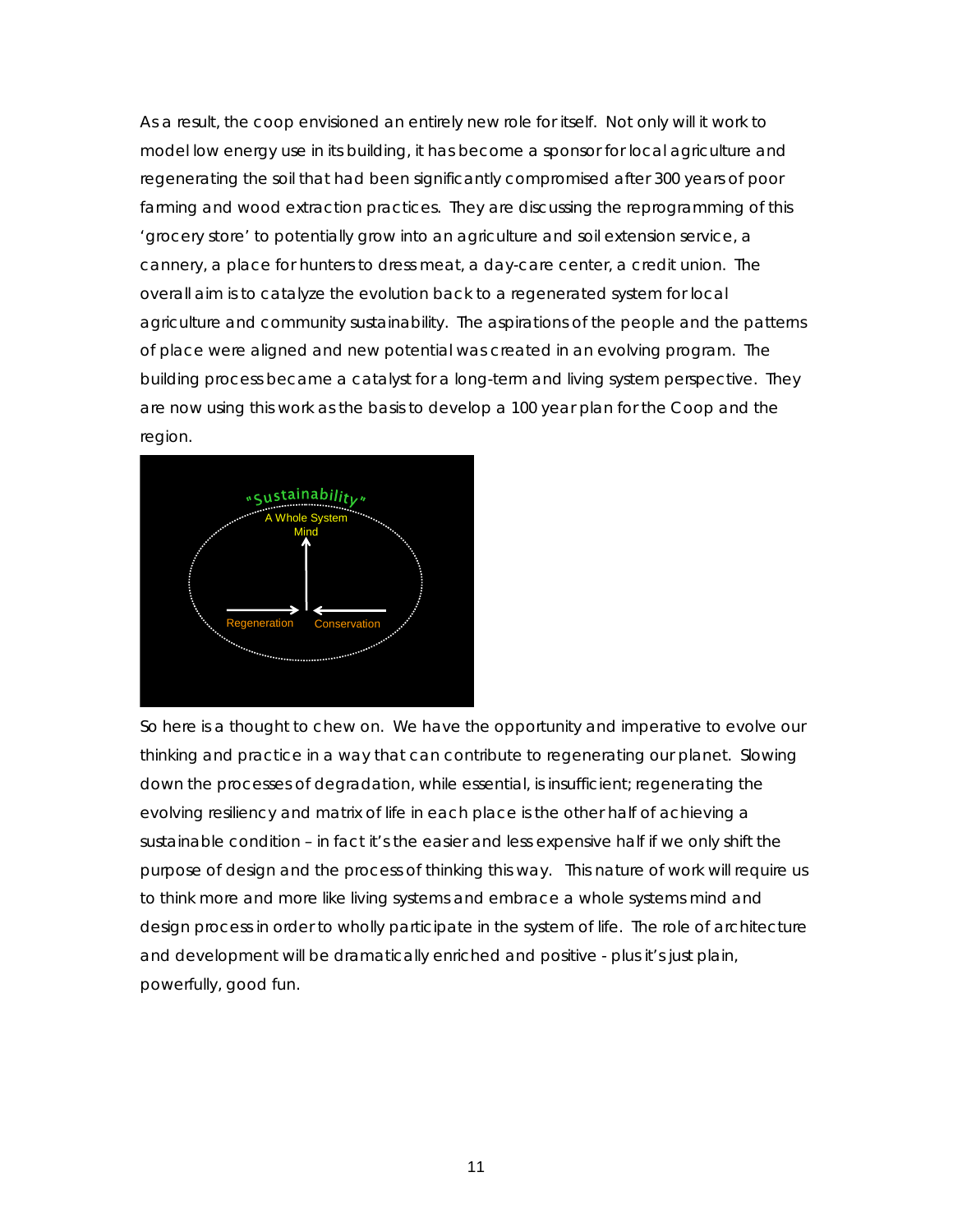As a result, the coop envisioned an entirely new role for itself. Not only will it work to model low energy use in its building, it has become a sponsor for local agriculture and regenerating the soil that had been significantly compromised after 300 years of poor farming and wood extraction practices. They are discussing the reprogramming of this 'grocery store' to potentially grow into an agriculture and soil extension service, a cannery, a place for hunters to dress meat, a day-care center, a credit union. The overall aim is to catalyze the evolution back to a regenerated system for local agriculture and community sustainability. The aspirations of the people and the patterns of place were aligned and new potential was created in an evolving program. The building process became a catalyst for a long-term and living system perspective. They are now using this work as the basis to develop a 100 year plan for the Coop and the region.

"Sustainability"

A Whole System Mind

Regeneration

Conservation

So here is a thought to chew on. We have the opportunity and imperative to evolve our thinking and practice in a way that can contribute to regenerating our planet. Slowing down the processes of degradation, while essential, is insufficient; regenerating the evolving resiliency and matrix of life in each place is the other half of achieving a sustainable condition – in fact it's the easier and less expensive half if we only shift the purpose of design and the process of thinking this way. This nature of work will require us to think more and more like living systems and embrace a whole systems mind and design process in order to wholly participate in the system of life. The role of architecture and development will be dramatically enriched and positive - plus it's just plain, powerfully, good fun.